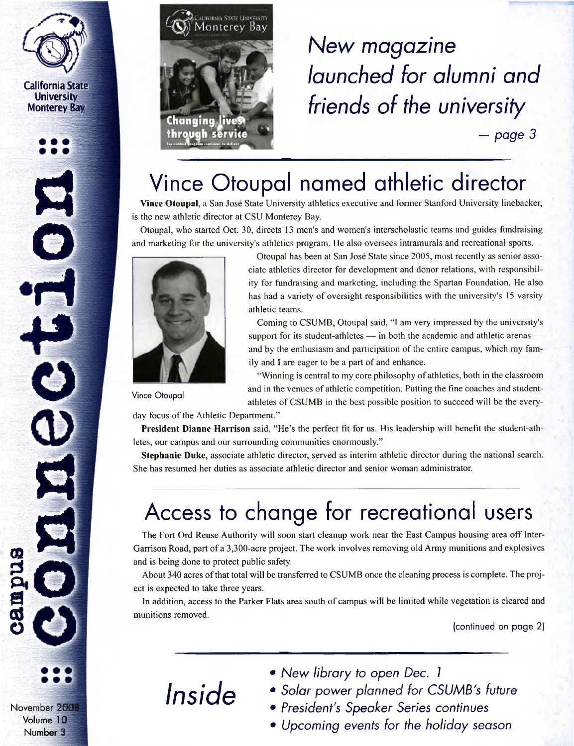California State University Monterey Bay

campus connection

November 2008
Volume 10
Number 3

*New magazine launched for alumni and friends of the university*

*— page 3*

# Vince Otoupal named athletic director

**Vince Otoupal**, a San José State University athletics executive and former Stanford University linebacker, is the new athletic director at CSU Monterey Bay.

Otoupal, who started Oct. 30, directs 13 men's and women's interscholastic teams and guides fundraising and marketing for the university's athletics program. He also oversees intramurals and recreational sports.

Otoupal has been at San José State since 2005, most recently as senior associate athletics director for development and donor relations, with responsibility for fundraising and marketing, including the Spartan Foundation. He also has had a variety of oversight responsibilities with the university's 15 varsity athletic teams.

Vince Otoupal

Coming to CSUMB, Otoupal said, "I am very impressed by the university's support for its student-athletes — in both the academic and athletic arenas — and by the enthusiasm and participation of the entire campus, which my family and I are eager to be a part of and enhance.

"Winning is central to my core philosophy of athletics, both in the classroom and in the venues of athletic competition. Putting the fine coaches and student-athletes of CSUMB in the best possible position to succeed will be the everyday focus of the Athletic Department."

**President Dianne Harrison** said, "He's the perfect fit for us. His leadership will benefit the student-athletes, our campus and our surrounding communities enormously."

**Stephanie Duke**, associate athletic director, served as interim athletic director during the national search. She has resumed her duties as associate athletic director and senior woman administrator.

# Access to change for recreational users

The Fort Ord Reuse Authority will soon start cleanup work near the East Campus housing area off Inter-Garrison Road, part of a 3,300-acre project. The work involves removing old Army munitions and explosives and is being done to protect public safety.

About 340 acres of that total will be transferred to CSUMB once the cleaning process is complete. The project is expected to take three years.

In addition, access to the Parker Flats area south of campus will be limited while vegetation is cleared and munitions removed.

(continued on page 2)

## Inside

- *New library to open Dec. 1*
- *Solar power planned for CSUMB's future*
- *President's Speaker Series continues*
- *Upcoming events for the holiday season*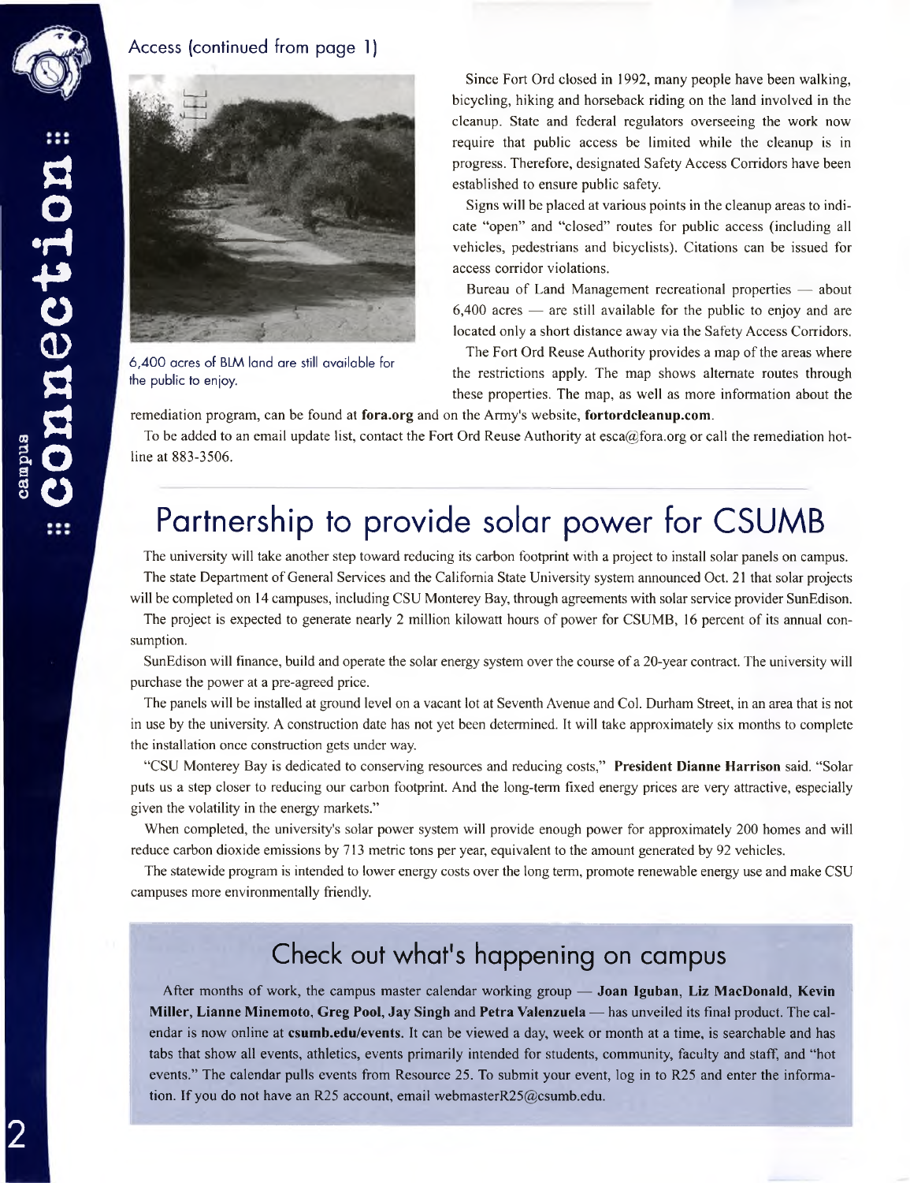Access (continued from page 1)

6,400 acres of BLM land are still available for the public to enjoy.

Since Fort Ord closed in 1992, many people have been walking, bicycling, hiking and horseback riding on the land involved in the cleanup. State and federal regulators overseeing the work now require that public access be limited while the cleanup is in progress. Therefore, designated Safety Access Corridors have been established to ensure public safety.

Signs will be placed at various points in the cleanup areas to indicate "open" and "closed" routes for public access (including all vehicles, pedestrians and bicyclists). Citations can be issued for access corridor violations.

Bureau of Land Management recreational properties — about 6,400 acres — are still available for the public to enjoy and are located only a short distance away via the Safety Access Corridors.

The Fort Ord Reuse Authority provides a map of the areas where the restrictions apply. The map shows alternate routes through these properties. The map, as well as more information about the remediation program, can be found at **fora.org** and on the Army's website, **fortordcleanup.com**.

To be added to an email update list, contact the Fort Ord Reuse Authority at esca@fora.org or call the remediation hotline at 883-3506.

# Partnership to provide solar power for CSUMB

The university will take another step toward reducing its carbon footprint with a project to install solar panels on campus.

The state Department of General Services and the California State University system announced Oct. 21 that solar projects will be completed on 14 campuses, including CSU Monterey Bay, through agreements with solar service provider SunEdison.

The project is expected to generate nearly 2 million kilowatt hours of power for CSUMB, 16 percent of its annual consumption.

SunEdison will finance, build and operate the solar energy system over the course of a 20-year contract. The university will purchase the power at a pre-agreed price.

The panels will be installed at ground level on a vacant lot at Seventh Avenue and Col. Durham Street, in an area that is not in use by the university. A construction date has not yet been determined. It will take approximately six months to complete the installation once construction gets under way.

"CSU Monterey Bay is dedicated to conserving resources and reducing costs," **President Dianne Harrison** said. "Solar puts us a step closer to reducing our carbon footprint. And the long-term fixed energy prices are very attractive, especially given the volatility in the energy markets."

When completed, the university's solar power system will provide enough power for approximately 200 homes and will reduce carbon dioxide emissions by 713 metric tons per year, equivalent to the amount generated by 92 vehicles.

The statewide program is intended to lower energy costs over the long term, promote renewable energy use and make CSU campuses more environmentally friendly.

## Check out what's happening on campus

After months of work, the campus master calendar working group — **Joan Iguban, Liz MacDonald, Kevin Miller, Lianne Minemoto, Greg Pool, Jay Singh** and **Petra Valenzuela** — has unveiled its final product. The calendar is now online at **csumb.edu/events**. It can be viewed a day, week or month at a time, is searchable and has tabs that show all events, athletics, events primarily intended for students, community, faculty and staff, and "hot events." The calendar pulls events from Resource 25. To submit your event, log in to R25 and enter the information. If you do not have an R25 account, email webmasterR25@csumb.edu.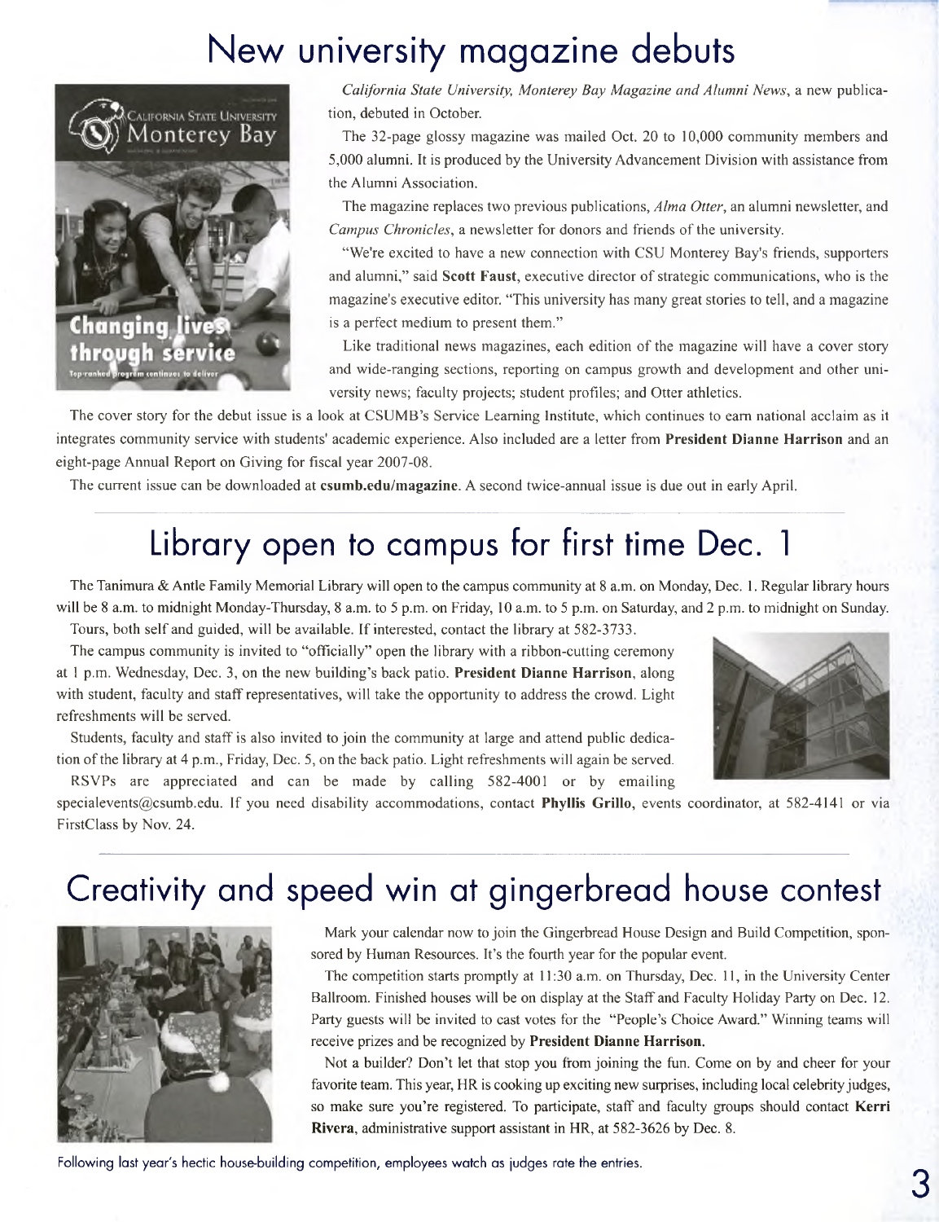## New university magazine debuts

*California State University, Monterey Bay Magazine and Alumni News*, a new publication, debuted in October.

The 32-page glossy magazine was mailed Oct. 20 to 10,000 community members and 5,000 alumni. It is produced by the University Advancement Division with assistance from the Alumni Association.

The magazine replaces two previous publications, *Alma Otter*, an alumni newsletter, and *Campus Chronicles*, a newsletter for donors and friends of the university.

"We're excited to have a new connection with CSU Monterey Bay's friends, supporters and alumni," said **Scott Faust**, executive director of strategic communications, who is the magazine's executive editor. "This university has many great stories to tell, and a magazine is a perfect medium to present them."

Like traditional news magazines, each edition of the magazine will have a cover story and wide-ranging sections, reporting on campus growth and development and other university news; faculty projects; student profiles; and Otter athletics.

The cover story for the debut issue is a look at CSUMB's Service Learning Institute, which continues to earn national acclaim as it integrates community service with students' academic experience. Also included are a letter from **President Dianne Harrison** and an eight-page Annual Report on Giving for fiscal year 2007-08.

The current issue can be downloaded at **csumb.edu/magazine**. A second twice-annual issue is due out in early April.

## Library open to campus for first time Dec. 1

The Tanimura & Antle Family Memorial Library will open to the campus community at 8 a.m. on Monday, Dec. 1. Regular library hours will be 8 a.m. to midnight Monday-Thursday, 8 a.m. to 5 p.m. on Friday, 10 a.m. to 5 p.m. on Saturday, and 2 p.m. to midnight on Sunday.

Tours, both self and guided, will be available. If interested, contact the library at 582-3733.

The campus community is invited to "officially" open the library with a ribbon-cutting ceremony at 1 p.m. Wednesday, Dec. 3, on the new building's back patio. **President Dianne Harrison**, along with student, faculty and staff representatives, will take the opportunity to address the crowd. Light refreshments will be served.

Students, faculty and staff is also invited to join the community at large and attend public dedication of the library at 4 p.m., Friday, Dec. 5, on the back patio. Light refreshments will again be served.

RSVPs are appreciated and can be made by calling 582-4001 or by emailing specialevents@csumb.edu. If you need disability accommodations, contact **Phyllis Grillo**, events coordinator, at 582-4141 or via FirstClass by Nov. 24.

## Creativity and speed win at gingerbread house contest

Mark your calendar now to join the Gingerbread House Design and Build Competition, sponsored by Human Resources. It's the fourth year for the popular event.

The competition starts promptly at 11:30 a.m. on Thursday, Dec. 11, in the University Center Ballroom. Finished houses will be on display at the Staff and Faculty Holiday Party on Dec. 12. Party guests will be invited to cast votes for the "People's Choice Award." Winning teams will receive prizes and be recognized by **President Dianne Harrison.**

Not a builder? Don't let that stop you from joining the fun. Come on by and cheer for your favorite team. This year, HR is cooking up exciting new surprises, including local celebrity judges, so make sure you're registered. To participate, staff and faculty groups should contact **Kerri Rivera**, administrative support assistant in HR, at 582-3626 by Dec. 8.

Following last year's hectic house-building competition, employees watch as judges rate the entries.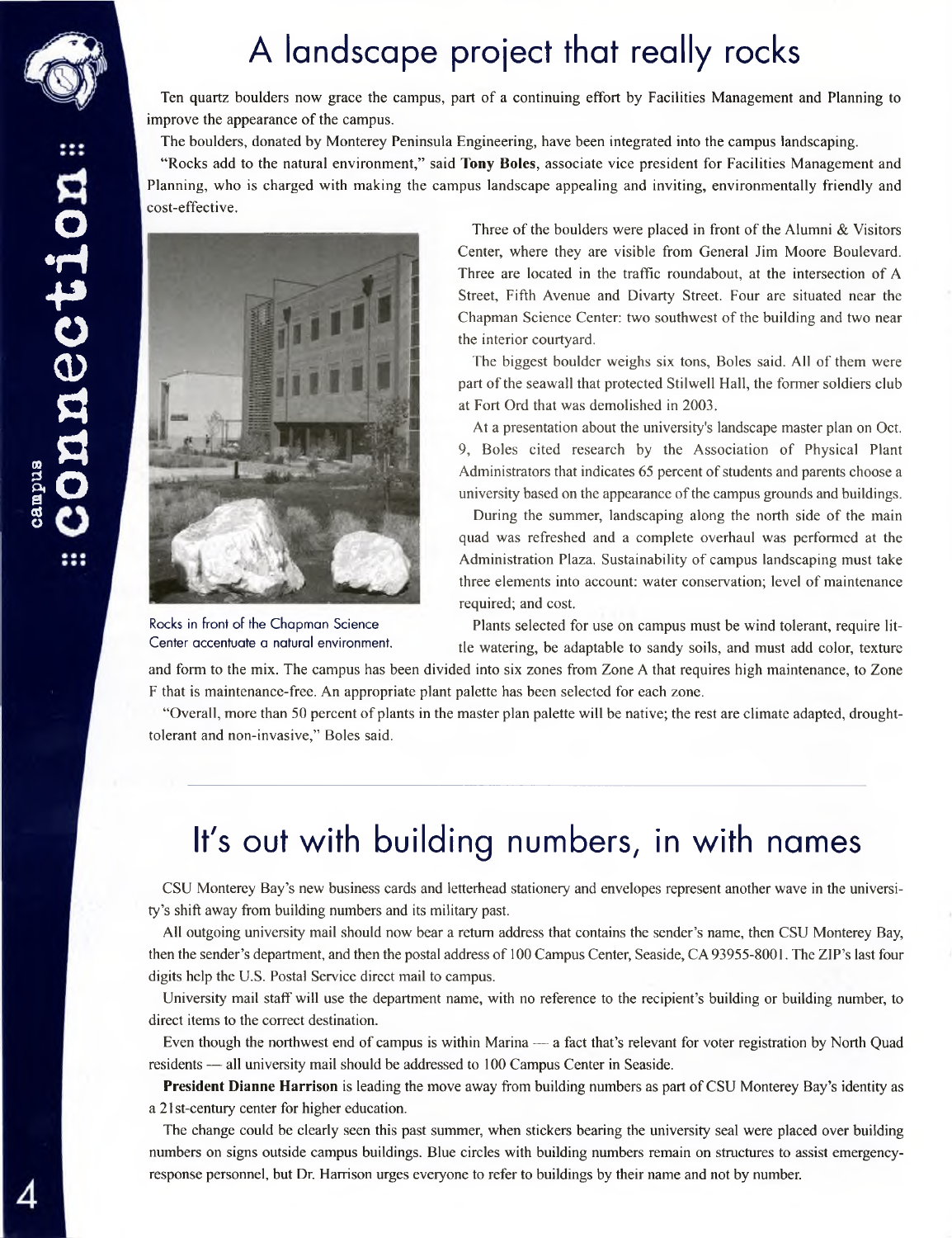# A landscape project that really rocks

Ten quartz boulders now grace the campus, part of a continuing effort by Facilities Management and Planning to improve the appearance of the campus.

The boulders, donated by Monterey Peninsula Engineering, have been integrated into the campus landscaping.

"Rocks add to the natural environment," said **Tony Boles**, associate vice president for Facilities Management and Planning, who is charged with making the campus landscape appealing and inviting, environmentally friendly and cost-effective.

Rocks in front of the Chapman Science Center accentuate a natural environment.

Three of the boulders were placed in front of the Alumni & Visitors Center, where they are visible from General Jim Moore Boulevard. Three are located in the traffic roundabout, at the intersection of A Street, Fifth Avenue and Divarty Street. Four are situated near the Chapman Science Center: two southwest of the building and two near the interior courtyard.

The biggest boulder weighs six tons, Boles said. All of them were part of the seawall that protected Stilwell Hall, the former soldiers club at Fort Ord that was demolished in 2003.

At a presentation about the university's landscape master plan on Oct. 9, Boles cited research by the Association of Physical Plant Administrators that indicates 65 percent of students and parents choose a university based on the appearance of the campus grounds and buildings.

During the summer, landscaping along the north side of the main quad was refreshed and a complete overhaul was performed at the Administration Plaza. Sustainability of campus landscaping must take three elements into account: water conservation; level of maintenance required; and cost.

Plants selected for use on campus must be wind tolerant, require little watering, be adaptable to sandy soils, and must add color, texture and form to the mix. The campus has been divided into six zones from Zone A that requires high maintenance, to Zone F that is maintenance-free. An appropriate plant palette has been selected for each zone.

"Overall, more than 50 percent of plants in the master plan palette will be native; the rest are climate adapted, drought-tolerant and non-invasive," Boles said.

# It's out with building numbers, in with names

CSU Monterey Bay's new business cards and letterhead stationery and envelopes represent another wave in the university's shift away from building numbers and its military past.

All outgoing university mail should now bear a return address that contains the sender's name, then CSU Monterey Bay, then the sender's department, and then the postal address of 100 Campus Center, Seaside, CA 93955-8001. The ZIP's last four digits help the U.S. Postal Service direct mail to campus.

University mail staff will use the department name, with no reference to the recipient's building or building number, to direct items to the correct destination.

Even though the northwest end of campus is within Marina — a fact that's relevant for voter registration by North Quad residents — all university mail should be addressed to 100 Campus Center in Seaside.

**President Dianne Harrison** is leading the move away from building numbers as part of CSU Monterey Bay's identity as a 21st-century center for higher education.

The change could be clearly seen this past summer, when stickers bearing the university seal were placed over building numbers on signs outside campus buildings. Blue circles with building numbers remain on structures to assist emergency-response personnel, but Dr. Harrison urges everyone to refer to buildings by their name and not by number.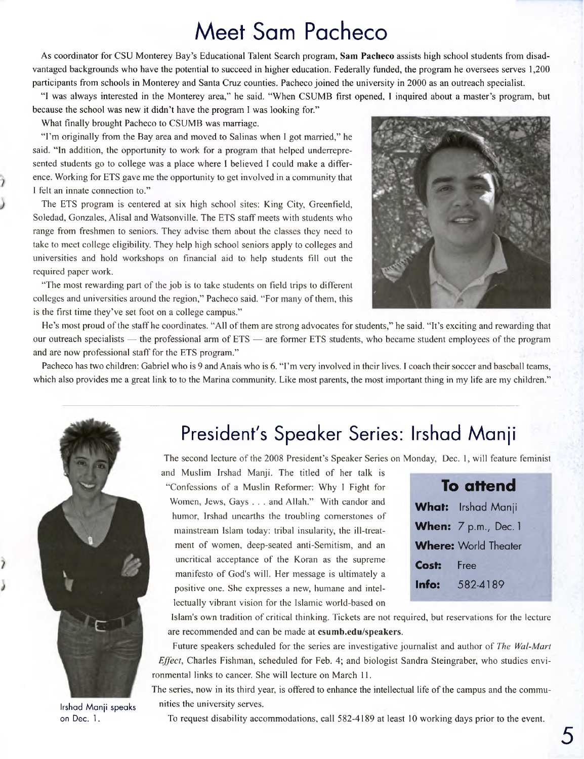# Meet Sam Pacheco

As coordinator for CSU Monterey Bay's Educational Talent Search program, **Sam Pacheco** assists high school students from disadvantaged backgrounds who have the potential to succeed in higher education. Federally funded, the program he oversees serves 1,200 participants from schools in Monterey and Santa Cruz counties. Pacheco joined the university in 2000 as an outreach specialist.

"I was always interested in the Monterey area," he said. "When CSUMB first opened, I inquired about a master's program, but because the school was new it didn't have the program I was looking for."

What finally brought Pacheco to CSUMB was marriage.

"I'm originally from the Bay area and moved to Salinas when I got married," he said. "In addition, the opportunity to work for a program that helped underrepresented students go to college was a place where I believed I could make a difference. Working for ETS gave me the opportunity to get involved in a community that I felt an innate connection to."

The ETS program is centered at six high school sites: King City, Greenfield, Soledad, Gonzales, Alisal and Watsonville. The ETS staff meets with students who range from freshmen to seniors. They advise them about the classes they need to take to meet college eligibility. They help high school seniors apply to colleges and universities and hold workshops on financial aid to help students fill out the required paper work.

"The most rewarding part of the job is to take students on field trips to different colleges and universities around the region," Pacheco said. "For many of them, this is the first time they've set foot on a college campus."

He's most proud of the staff he coordinates. "All of them are strong advocates for students," he said. "It's exciting and rewarding that our outreach specialists — the professional arm of ETS — are former ETS students, who became student employees of the program and are now professional staff for the ETS program."

Pacheco has two children: Gabriel who is 9 and Anais who is 6. "I'm very involved in their lives. I coach their soccer and baseball teams, which also provides me a great link to to the Marina community. Like most parents, the most important thing in my life are my children."

# President's Speaker Series: Irshad Manji

The second lecture of the 2008 President's Speaker Series on Monday, Dec. 1, will feature feminist and Muslim Irshad Manji. The titled of her talk is "Confessions of a Muslin Reformer: Why I Fight for Women, Jews, Gays . . . and Allah." With candor and humor, Irshad unearths the troubling cornerstones of mainstream Islam today: tribal insularity, the ill-treatment of women, deep-seated anti-Semitism, and an uncritical acceptance of the Koran as the supreme manifesto of God's will. Her message is ultimately a positive one. She expresses a new, humane and intellectually vibrant vision for the Islamic world-based on Islam's own tradition of critical thinking. Tickets are not required, but reservations for the lecture are recommended and can be made at **csumb.edu/speakers**.

### To attend

**What:** Irshad Manji
**When:** 7 p.m., Dec. 1
**Where:** World Theater
**Cost:** Free
**Info:** 582-4189

Future speakers scheduled for the series are investigative journalist and author of *The Wal-Mart Effect*, Charles Fishman, scheduled for Feb. 4; and biologist Sandra Steingraber, who studies environmental links to cancer. She will lecture on March 11.

The series, now in its third year, is offered to enhance the intellectual life of the campus and the communities the university serves.

To request disability accommodations, call 582-4189 at least 10 working days prior to the event.

Irshad Manji speaks on Dec. 1.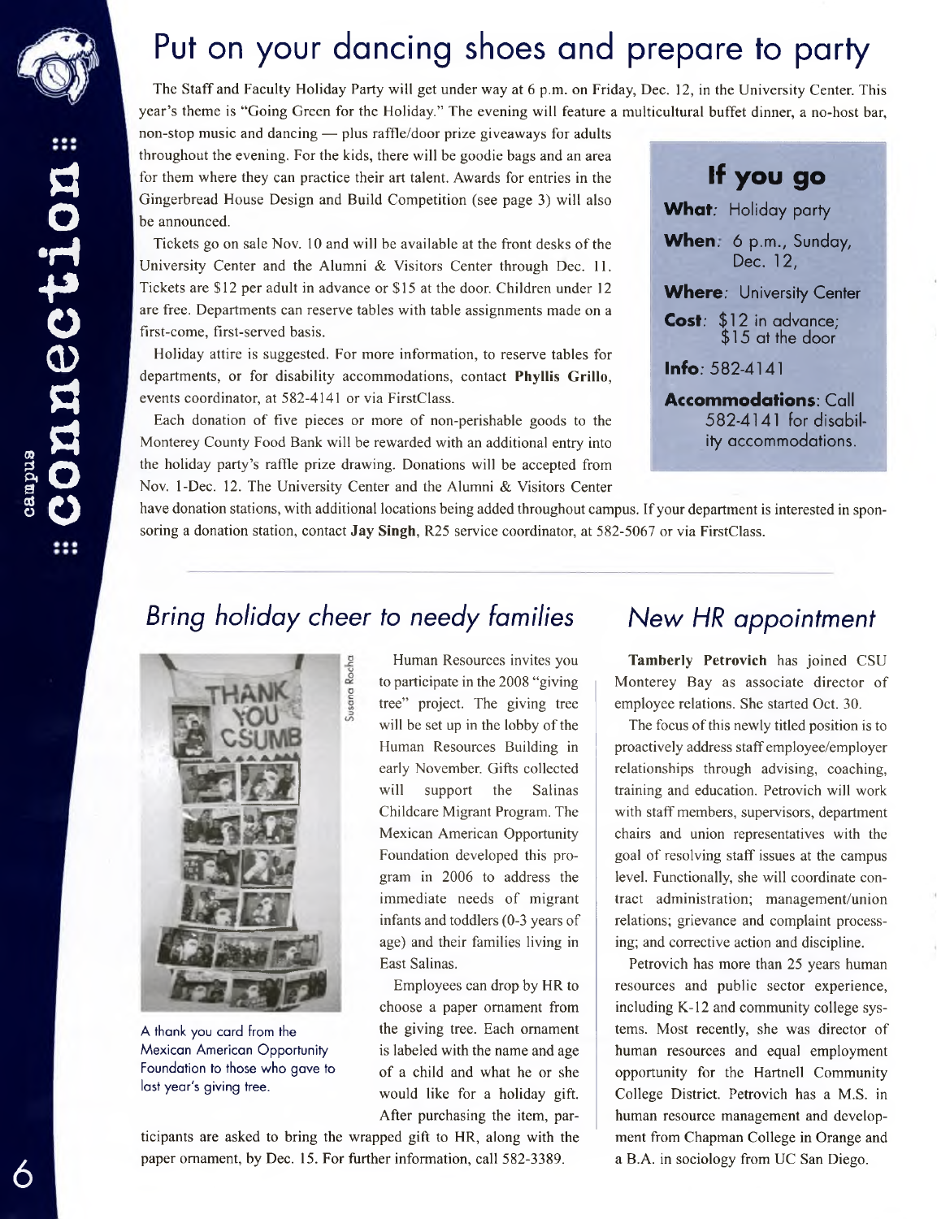# Put on your dancing shoes and prepare to party

The Staff and Faculty Holiday Party will get under way at 6 p.m. on Friday, Dec. 12, in the University Center. This year's theme is "Going Green for the Holiday." The evening will feature a multicultural buffet dinner, a no-host bar, non-stop music and dancing — plus raffle/door prize giveaways for adults throughout the evening. For the kids, there will be goodie bags and an area for them where they can practice their art talent. Awards for entries in the Gingerbread House Design and Build Competition (see page 3) will also be announced.

Tickets go on sale Nov. 10 and will be available at the front desks of the University Center and the Alumni & Visitors Center through Dec. 11. Tickets are $12 per adult in advance or $15 at the door. Children under 12 are free. Departments can reserve tables with table assignments made on a first-come, first-served basis.

Holiday attire is suggested. For more information, to reserve tables for departments, or for disability accommodations, contact **Phyllis Grillo**, events coordinator, at 582-4141 or via FirstClass.

Each donation of five pieces or more of non-perishable goods to the Monterey County Food Bank will be rewarded with an additional entry into the holiday party's raffle prize drawing. Donations will be accepted from Nov. 1-Dec. 12. The University Center and the Alumni & Visitors Center have donation stations, with additional locations being added throughout campus. If your department is interested in sponsoring a donation station, contact **Jay Singh**, R25 service coordinator, at 582-5067 or via FirstClass.

### If you go

**What**: Holiday party

**When**: 6 p.m., Sunday, Dec. 12,

**Where**: University Center

**Cost**: $12 in advance; $15 at the door

**Info**: 582-4141

**Accommodations**: Call 582-4141 for disability accommodations.

## *Bring holiday cheer to needy families*

A thank you card from the Mexican American Opportunity Foundation to those who gave to last year's giving tree.

Human Resources invites you to participate in the 2008 "giving tree" project. The giving tree will be set up in the lobby of the Human Resources Building in early November. Gifts collected will support the Salinas Childcare Migrant Program. The Mexican American Opportunity Foundation developed this program in 2006 to address the immediate needs of migrant infants and toddlers (0-3 years of age) and their families living in East Salinas.

Employees can drop by HR to choose a paper ornament from the giving tree. Each ornament is labeled with the name and age of a child and what he or she would like for a holiday gift. After purchasing the item, participants are asked to bring the wrapped gift to HR, along with the paper ornament, by Dec. 15. For further information, call 582-3389.

## *New HR appointment*

**Tamberly Petrovich** has joined CSU Monterey Bay as associate director of employee relations. She started Oct. 30.

The focus of this newly titled position is to proactively address staff employee/employer relationships through advising, coaching, training and education. Petrovich will work with staff members, supervisors, department chairs and union representatives with the goal of resolving staff issues at the campus level. Functionally, she will coordinate contract administration; management/union relations; grievance and complaint processing; and corrective action and discipline.

Petrovich has more than 25 years human resources and public sector experience, including K-12 and community college systems. Most recently, she was director of human resources and equal employment opportunity for the Hartnell Community College District. Petrovich has a M.S. in human resource management and development from Chapman College in Orange and a B.A. in sociology from UC San Diego.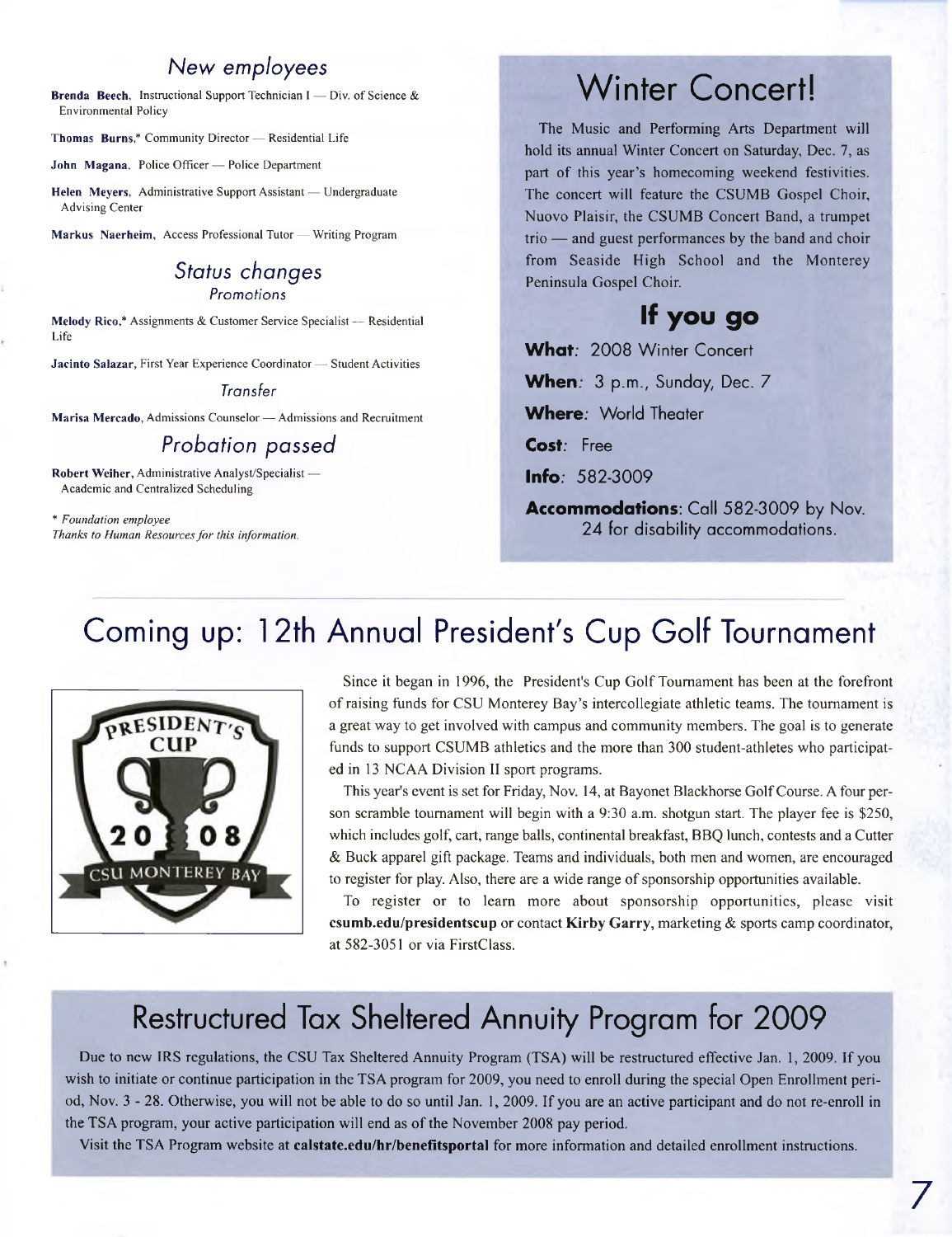## *New employees*

**Brenda Beech**, Instructional Support Technician I — Div. of Science & Environmental Policy

**Thomas Burns**,* Community Director — Residential Life

**John Magana**, Police Officer — Police Department

**Helen Meyers**, Administrative Support Assistant — Undergraduate Advising Center

**Markus Naerheim**, Access Professional Tutor — Writing Program

## *Status changes*

### *Promotions*

**Melody Rico**,* Assignments & Customer Service Specialist — Residential Life

**Jacinto Salazar**, First Year Experience Coordinator — Student Activities

### *Transfer*

**Marisa Mercado**, Admissions Counselor — Admissions and Recruitment

## *Probation passed*

**Robert Weiher**, Administrative Analyst/Specialist — Academic and Centralized Scheduling

*\* Foundation employee*
*Thanks to Human Resources for this information.*

# Winter Concert!

The Music and Performing Arts Department will hold its annual Winter Concert on Saturday, Dec. 7, as part of this year's homecoming weekend festivities. The concert will feature the CSUMB Gospel Choir, Nuovo Plaisir, the CSUMB Concert Band, a trumpet trio — and guest performances by the band and choir from Seaside High School and the Monterey Peninsula Gospel Choir.

## If you go

**What**: 2008 Winter Concert

**When**: 3 p.m., Sunday, Dec. 7

**Where**: World Theater

**Cost**: Free

**Info**: 582-3009

**Accommodations**: Call 582-3009 by Nov. 24 for disability accommodations.

# Coming up: 12th Annual President's Cup Golf Tournament

PRESIDENT'S CUP 2008 CSU MONTEREY BAY

Since it began in 1996, the President's Cup Golf Tournament has been at the forefront of raising funds for CSU Monterey Bay's intercollegiate athletic teams. The tournament is a great way to get involved with campus and community members. The goal is to generate funds to support CSUMB athletics and the more than 300 student-athletes who participated in 13 NCAA Division II sport programs.

This year's event is set for Friday, Nov. 14, at Bayonet Blackhorse Golf Course. A four person scramble tournament will begin with a 9:30 a.m. shotgun start. The player fee is $250, which includes golf, cart, range balls, continental breakfast, BBQ lunch, contests and a Cutter & Buck apparel gift package. Teams and individuals, both men and women, are encouraged to register for play. Also, there are a wide range of sponsorship opportunities available.

To register or to learn more about sponsorship opportunities, please visit **csumb.edu/presidentscup** or contact **Kirby Garry**, marketing & sports camp coordinator, at 582-3051 or via FirstClass.

# Restructured Tax Sheltered Annuity Program for 2009

Due to new IRS regulations, the CSU Tax Sheltered Annuity Program (TSA) will be restructured effective Jan. 1, 2009. If you wish to initiate or continue participation in the TSA program for 2009, you need to enroll during the special Open Enrollment period, Nov. 3 - 28. Otherwise, you will not be able to do so until Jan. 1, 2009. If you are an active participant and do not re-enroll in the TSA program, your active participation will end as of the November 2008 pay period.

Visit the TSA Program website at **calstate.edu/hr/benefitsportal** for more information and detailed enrollment instructions.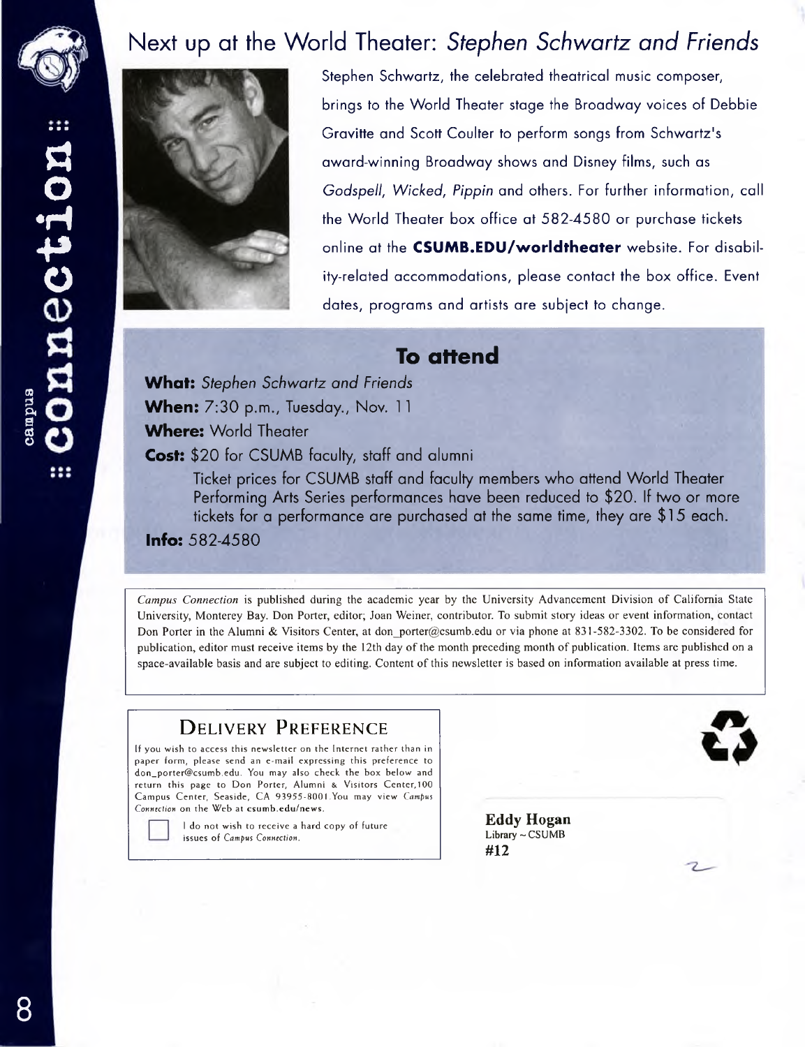## Next up at the World Theater: *Stephen Schwartz and Friends*

Stephen Schwartz, the celebrated theatrical music composer, brings to the World Theater stage the Broadway voices of Debbie Gravitte and Scott Coulter to perform songs from Schwartz's award-winning Broadway shows and Disney films, such as *Godspell, Wicked, Pippin* and others. For further information, call the World Theater box office at 582-4580 or purchase tickets online at the **CSUMB.EDU/worldtheater** website. For disability-related accommodations, please contact the box office. Event dates, programs and artists are subject to change.

### To attend

**What:** *Stephen Schwartz and Friends*
**When:** 7:30 p.m., Tuesday., Nov. 11
**Where:** World Theater
**Cost:** $20 for CSUMB faculty, staff and alumni

Ticket prices for CSUMB staff and faculty members who attend World Theater Performing Arts Series performances have been reduced to $20. If two or more tickets for a performance are purchased at the same time, they are $15 each.

**Info:** 582-4580

*Campus Connection* is published during the academic year by the University Advancement Division of California State University, Monterey Bay. Don Porter, editor; Joan Weiner, contributor. To submit story ideas or event information, contact Don Porter in the Alumni & Visitors Center, at don_porter@csumb.edu or via phone at 831-582-3302. To be considered for publication, editor must receive items by the 12th day of the month preceding month of publication. Items are published on a space-available basis and are subject to editing. Content of this newsletter is based on information available at press time.

### Delivery Preference

If you wish to access this newsletter on the Internet rather than in paper form, please send an e-mail expressing this preference to don_porter@csumb.edu. You may also check the box below and return this page to Don Porter, Alumni & Visitors Center, 100 Campus Center, Seaside, CA 93955-8001. You may view *Campus Connection* on the Web at csumb.edu/news.

☐ I do not wish to receive a hard copy of future issues of *Campus Connection*.

**Eddy Hogan**
Library ~ CSUMB
**#12**